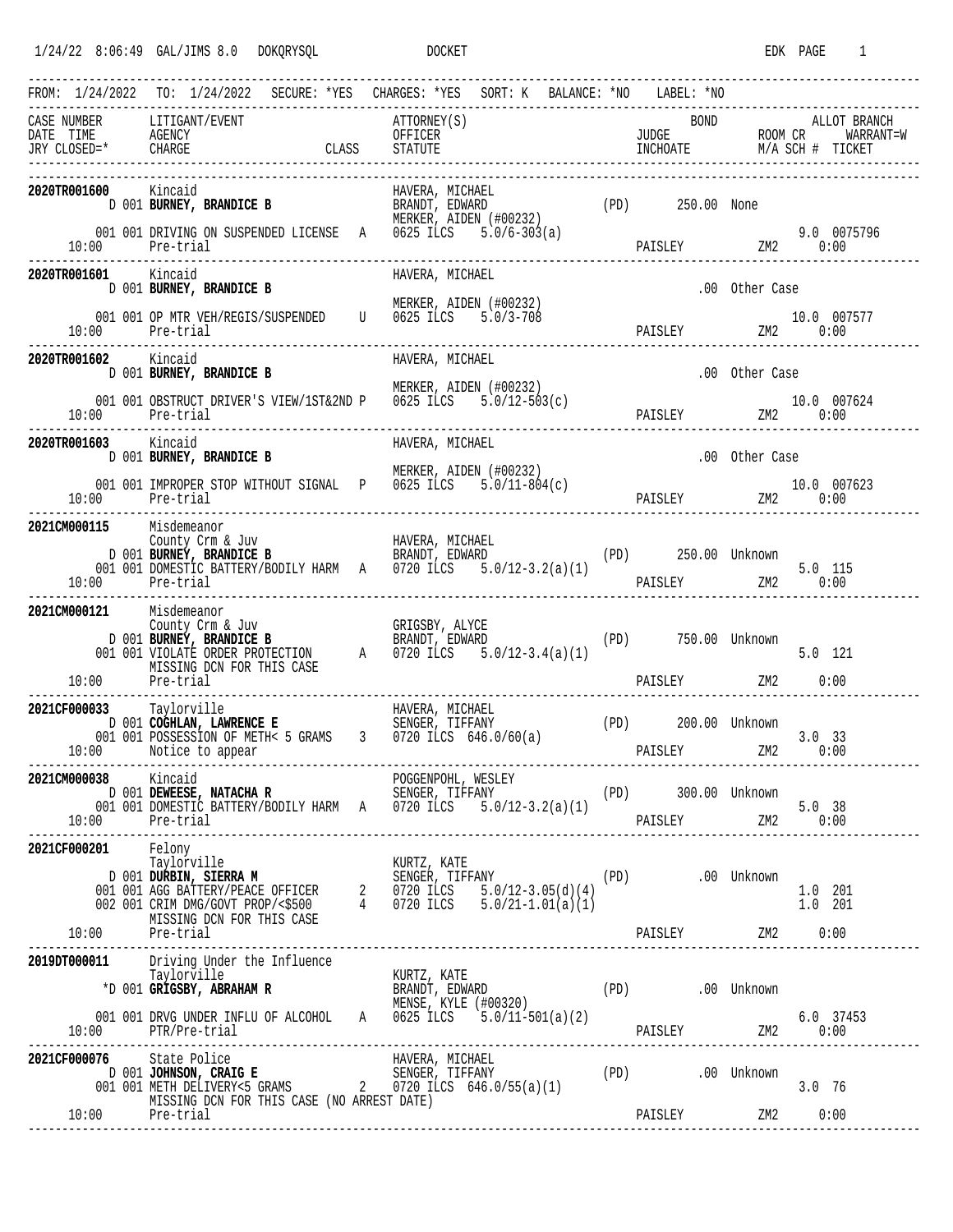1/24/22 8:06:49 GAL/JIMS 8.0 DOKQRYSQL DOCKET EDK

FROM: 1/24/2022 TO: 1/24/2022 SECURE: *YES CHARGES: *YES SORT: K BALANCE: *NO LABEL: *NO

```
CASE NUMBER    LITIGANT/EVENT                      ATTORNEY(S)                              BOND              ALLOT BRANCH
DATE  TIME     AGENCY                              OFFICER                          JUDGE              ROOM CR      WARRANT=W
JRY CLOSED=*   CHARGE                    CLASS     STATUTE                          INCHOATE           M/A SCH #  TICKET
```

---

```
2020TR001600   Kincaid                             HAVERA, MICHAEL
           D 001 BURNEY, BRANDICE B                BRANDT, EDWARD                (PD)     250.00 None
                                                   MERKER, AIDEN (#00232)
     001 001 DRIVING ON SUSPENDED LICENSE   A      0625 ILCS    5.0/6-303(a)                                 9.0 0075796
   10:00     Pre-trial                                                          PAISLEY            ZM2     0:00
```

---

```
2020TR001601   Kincaid                             HAVERA, MICHAEL
           D 001 BURNEY, BRANDICE B                                                    .00 Other Case
                                                   MERKER, AIDEN (#00232)
     001 001 OP MTR VEH/REGIS/SUSPENDED     U      0625 ILCS    5.0/3-708                                    10.0 007577
   10:00     Pre-trial                                                          PAISLEY            ZM2     0:00
```

---

```
2020TR001602   Kincaid                             HAVERA, MICHAEL
           D 001 BURNEY, BRANDICE B                                                    .00 Other Case
                                                   MERKER, AIDEN (#00232)
     001 001 OBSTRUCT DRIVER'S VIEW/1ST&2ND P      0625 ILCS    5.0/12-503(c)                                10.0 007624
   10:00     Pre-trial                                                          PAISLEY            ZM2     0:00
```

---

```
2020TR001603   Kincaid                             HAVERA, MICHAEL
           D 001 BURNEY, BRANDICE B                                                    .00 Other Case
                                                   MERKER, AIDEN (#00232)
     001 001 IMPROPER STOP WITHOUT SIGNAL   P      0625 ILCS    5.0/11-804(c)                                10.0 007623
   10:00     Pre-trial                                                          PAISLEY            ZM2     0:00
```

---

```
2021CM000115   Misdemeanor
               County Crm & Juv                    HAVERA, MICHAEL
           D 001 BURNEY, BRANDICE B                BRANDT, EDWARD                (PD)     250.00 Unknown
     001 001 DOMESTIC BATTERY/BODILY HARM   A      0720 ILCS    5.0/12-3.2(a)(1)                             5.0 115
   10:00     Pre-trial                                                          PAISLEY            ZM2     0:00
```

---

```
2021CM000121   Misdemeanor
               County Crm & Juv                    GRIGSBY, ALYCE
           D 001 BURNEY, BRANDICE B                BRANDT, EDWARD                (PD)     750.00 Unknown
     001 001 VIOLATE ORDER PROTECTION       A      0720 ILCS    5.0/12-3.4(a)(1)                             5.0 121
             MISSING DCN FOR THIS CASE
   10:00     Pre-trial                                                          PAISLEY            ZM2     0:00
```

---

```
2021CF000033   Taylorville                         HAVERA, MICHAEL
           D 001 COGHLAN, LAWRENCE E               SENGER, TIFFANY               (PD)     200.00 Unknown
     001 001 POSSESSION OF METH< 5 GRAMS    3      0720 ILCS 646.0/60(a)                                     3.0 33
   10:00     Notice to appear                                                   PAISLEY            ZM2     0:00
```

---

```
2021CM000038   Kincaid                             POGGENPOHL, WESLEY
           D 001 DEWEESE, NATACHA R                SENGER, TIFFANY               (PD)     300.00 Unknown
     001 001 DOMESTIC BATTERY/BODILY HARM   A      0720 ILCS    5.0/12-3.2(a)(1)                             5.0 38
   10:00     Pre-trial                                                          PAISLEY            ZM2     0:00
```

---

```
2021CF000201   Felony
               Taylorville                         KURTZ, KATE
           D 001 DURBIN, SIERRA M                  SENGER, TIFFANY               (PD)        .00 Unknown
     001 001 AGG BATTERY/PEACE OFFICER      2      0720 ILCS    5.0/12-3.05(d)(4)                            1.0 201
     002 001 CRIM DMG/GOVT PROP/<$500       4      0720 ILCS    5.0/21-1.01(a)(1)                            1.0 201
             MISSING DCN FOR THIS CASE
   10:00     Pre-trial                                                          PAISLEY            ZM2     0:00
```

---

```
2019DT000011   Driving Under the Influence
               Taylorville                         KURTZ, KATE
          *D 001 GRIGSBY, ABRAHAM R                BRANDT, EDWARD                (PD)        .00 Unknown
                                                   MENSE, KYLE (#00320)
     001 001 DRVG UNDER INFLU OF ALCOHOL    A      0625 ILCS    5.0/11-501(a)(2)                             6.0 37453
   10:00     PTR/Pre-trial                                                      PAISLEY            ZM2     0:00
```

---

```
2021CF000076   State Police                        HAVERA, MICHAEL
           D 001 JOHNSON, CRAIG E                  SENGER, TIFFANY               (PD)        .00 Unknown
     001 001 METH DELIVERY<5 GRAMS          2      0720 ILCS 646.0/55(a)(1)                                  3.0 76
             MISSING DCN FOR THIS CASE (NO ARREST DATE)
   10:00     Pre-trial                                                          PAISLEY            ZM2     0:00
```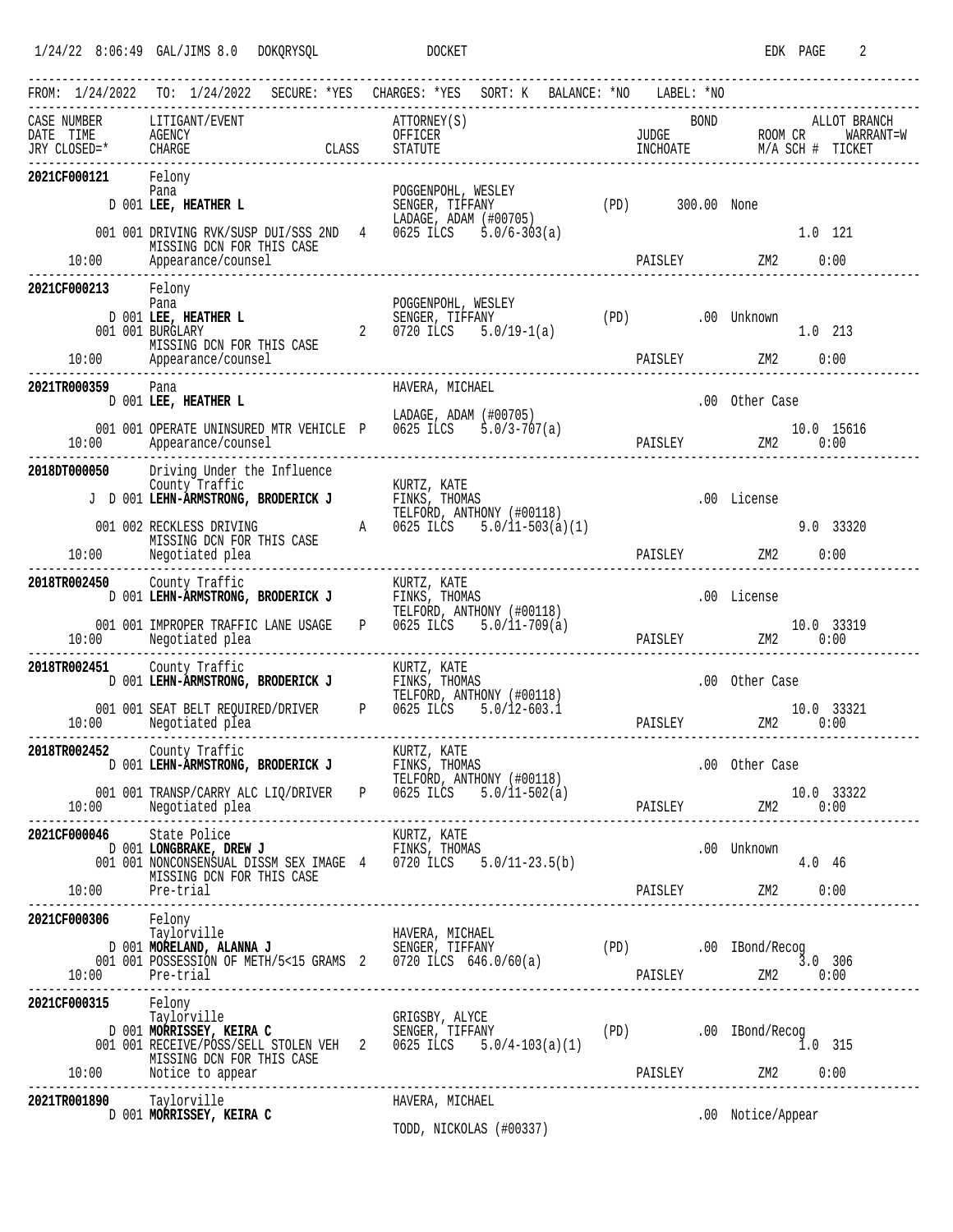FROM: 1/24/2022 TO: 1/24/2022 SECURE: *YES CHARGES: *YES SORT: K BALANCE: *NO LABEL: *NO

| CASE NUMBER / DATE TIME / JRY CLOSED=* | LITIGANT/EVENT / AGENCY / CHARGE | CLASS | ATTORNEY(S) / OFFICER / STATUTE | | JUDGE | BOND / INCHOATE | ROOM CR / M/A SCH # | ALLOT BRANCH / WARRANT=W / TICKET |
|---|---|---|---|---|---|---|---|---|
| **2021CF000121** | Felony | | | | | | | |
| | Pana | | POGGENPOHL, WESLEY | | | | | |
| | D 001 **LEE, HEATHER L** | | SENGER, TIFFANY | (PD) | | 300.00 None | | |
| | | | LADAGE, ADAM (#00705) | | | | | |
| | 001 001 DRIVING RVK/SUSP DUI/SSS 2ND | 4 | 0625 ILCS 5.0/6-303(a) | | | | 1.0 | 121 |
| | MISSING DCN FOR THIS CASE | | | | | | | |
| 10:00 | Appearance/counsel | | | | PAISLEY | | ZM2 | 0:00 |
| **2021CF000213** | Felony | | | | | | | |
| | Pana | | POGGENPOHL, WESLEY | | | | | |
| | D 001 **LEE, HEATHER L** | | SENGER, TIFFANY | (PD) | | .00 Unknown | | |
| | 001 001 BURGLARY | 2 | 0720 ILCS 5.0/19-1(a) | | | | 1.0 | 213 |
| | MISSING DCN FOR THIS CASE | | | | | | | |
| 10:00 | Appearance/counsel | | | | PAISLEY | | ZM2 | 0:00 |
| **2021TR000359** | Pana | | HAVERA, MICHAEL | | | | | |
| | D 001 **LEE, HEATHER L** | | | | | .00 Other Case | | |
| | | | LADAGE, ADAM (#00705) | | | | | |
| | 001 001 OPERATE UNINSURED MTR VEHICLE | P | 0625 ILCS 5.0/3-707(a) | | | | 10.0 | 15616 |
| 10:00 | Appearance/counsel | | | | PAISLEY | | ZM2 | 0:00 |
| **2018DT000050** | Driving Under the Influence | | | | | | | |
| | County Traffic | | KURTZ, KATE | | | | | |
| J | D 001 **LEHN-ARMSTRONG, BRODERICK J** | | FINKS, THOMAS | | | .00 License | | |
| | | | TELFORD, ANTHONY (#00118) | | | | | |
| | 001 002 RECKLESS DRIVING | A | 0625 ILCS 5.0/11-503(a)(1) | | | | 9.0 | 33320 |
| | MISSING DCN FOR THIS CASE | | | | | | | |
| 10:00 | Negotiated plea | | | | PAISLEY | | ZM2 | 0:00 |
| **2018TR002450** | County Traffic | | KURTZ, KATE | | | | | |
| | D 001 **LEHN-ARMSTRONG, BRODERICK J** | | FINKS, THOMAS | | | .00 License | | |
| | | | TELFORD, ANTHONY (#00118) | | | | | |
| | 001 001 IMPROPER TRAFFIC LANE USAGE | P | 0625 ILCS 5.0/11-709(a) | | | | 10.0 | 33319 |
| 10:00 | Negotiated plea | | | | PAISLEY | | ZM2 | 0:00 |
| **2018TR002451** | County Traffic | | KURTZ, KATE | | | | | |
| | D 001 **LEHN-ARMSTRONG, BRODERICK J** | | FINKS, THOMAS | | | .00 Other Case | | |
| | | | TELFORD, ANTHONY (#00118) | | | | | |
| | 001 001 SEAT BELT REQUIRED/DRIVER | P | 0625 ILCS 5.0/12-603.1 | | | | 10.0 | 33321 |
| 10:00 | Negotiated plea | | | | PAISLEY | | ZM2 | 0:00 |
| **2018TR002452** | County Traffic | | KURTZ, KATE | | | | | |
| | D 001 **LEHN-ARMSTRONG, BRODERICK J** | | FINKS, THOMAS | | | .00 Other Case | | |
| | | | TELFORD, ANTHONY (#00118) | | | | | |
| | 001 001 TRANSP/CARRY ALC LIQ/DRIVER | P | 0625 ILCS 5.0/11-502(a) | | | | 10.0 | 33322 |
| 10:00 | Negotiated plea | | | | PAISLEY | | ZM2 | 0:00 |
| **2021CF000046** | State Police | | KURTZ, KATE | | | | | |
| | D 001 **LONGBRAKE, DREW J** | | FINKS, THOMAS | | | .00 Unknown | | |
| | 001 001 NONCONSENSUAL DISSM SEX IMAGE | 4 | 0720 ILCS 5.0/11-23.5(b) | | | | 4.0 | 46 |
| | MISSING DCN FOR THIS CASE | | | | | | | |
| 10:00 | Pre-trial | | | | PAISLEY | | ZM2 | 0:00 |
| **2021CF000306** | Felony | | | | | | | |
| | Taylorville | | HAVERA, MICHAEL | | | | | |
| | D 001 **MORELAND, ALANNA J** | | SENGER, TIFFANY | (PD) | | .00 IBond/Recog | | |
| | 001 001 POSSESSION OF METH/5<15 GRAMS | 2 | 0720 ILCS 646.0/60(a) | | | | 3.0 | 306 |
| 10:00 | Pre-trial | | | | PAISLEY | | ZM2 | 0:00 |
| **2021CF000315** | Felony | | | | | | | |
| | Taylorville | | GRIGSBY, ALYCE | | | | | |
| | D 001 **MORRISSEY, KEIRA C** | | SENGER, TIFFANY | (PD) | | .00 IBond/Recog | | |
| | 001 001 RECEIVE/POSS/SELL STOLEN VEH | 2 | 0625 ILCS 5.0/4-103(a)(1) | | | | 1.0 | 315 |
| | MISSING DCN FOR THIS CASE | | | | | | | |
| 10:00 | Notice to appear | | | | PAISLEY | | ZM2 | 0:00 |
| **2021TR001890** | Taylorville | | HAVERA, MICHAEL | | | | | |
| | D 001 **MORRISSEY, KEIRA C** | | | | | .00 Notice/Appear | | |
| | | | TODD, NICKOLAS (#00337) | | | | | |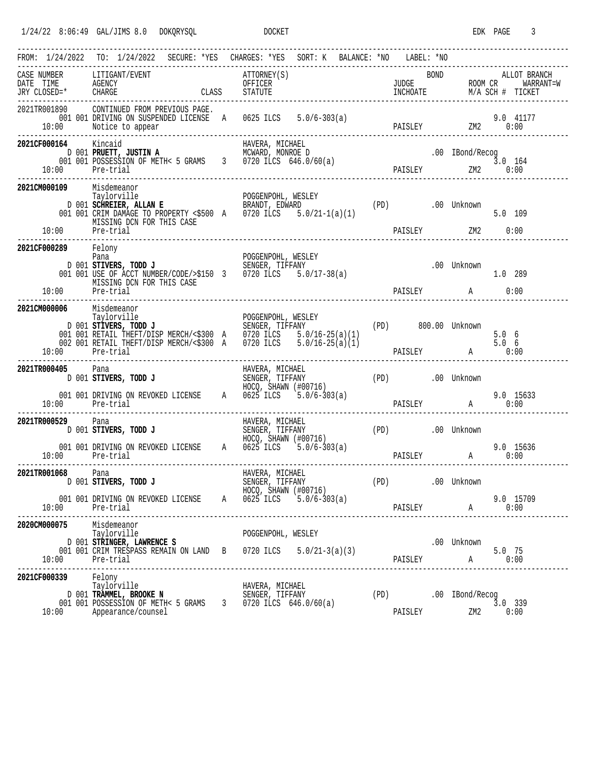FROM: 1/24/2022 TO: 1/24/2022 SECURE: *YES CHARGES: *YES SORT: K BALANCE: *NO LABEL: *NO

| CASE NUMBER / DATE TIME / JRY CLOSED=* | LITIGANT/EVENT / AGENCY / CHARGE | CLASS | ATTORNEY(S) / OFFICER / STATUTE | BOND / JUDGE / INCHOATE | ROOM CR / M/A SCH # | ALLOT BRANCH / WARRANT=W / TICKET |
|---|---|---|---|---|---|---|
| 2021TR001890 | CONTINUED FROM PREVIOUS PAGE. | | | | | |
| | 001 001 DRIVING ON SUSPENDED LICENSE | A | 0625 ILCS 5.0/6-303(a) | | | 9.0 41177 |
| 10:00 | Notice to appear | | | PAISLEY | ZM2 | 0:00 |
| **2021CF000164** | Kincaid | | HAVERA, MICHAEL | | | |
| | D 001 **PRUETT, JUSTIN A** | | MCWARD, MONROE D | .00 | IBond/Recog | |
| | 001 001 POSSESSION OF METH< 5 GRAMS | 3 | 0720 ILCS 646.0/60(a) | | | 3.0 164 |
| 10:00 | Pre-trial | | | PAISLEY | ZM2 | 0:00 |
| **2021CM000109** | Misdemeanor | | | | | |
| | Taylorville | | POGGENPOHL, WESLEY | | | |
| | D 001 **SCHREIER, ALLAN E** | | BRANDT, EDWARD | (PD) .00 | Unknown | |
| | 001 001 CRIM DAMAGE TO PROPERTY <$500 | A | 0720 ILCS 5.0/21-1(a)(1) | | | 5.0 109 |
| | MISSING DCN FOR THIS CASE | | | | | |
| 10:00 | Pre-trial | | | PAISLEY | ZM2 | 0:00 |
| **2021CF000289** | Felony | | | | | |
| | Pana | | POGGENPOHL, WESLEY | | | |
| | D 001 **STIVERS, TODD J** | | SENGER, TIFFANY | .00 | Unknown | |
| | 001 001 USE OF ACCT NUMBER/CODE/>$150 | 3 | 0720 ILCS 5.0/17-38(a) | | | 1.0 289 |
| | MISSING DCN FOR THIS CASE | | | | | |
| 10:00 | Pre-trial | | | PAISLEY | A | 0:00 |
| **2021CM000006** | Misdemeanor | | | | | |
| | Taylorville | | POGGENPOHL, WESLEY | | | |
| | D 001 **STIVERS, TODD J** | | SENGER, TIFFANY | (PD) 800.00 | Unknown | |
| | 001 001 RETAIL THEFT/DISP MERCH/<$300 | A | 0720 ILCS 5.0/16-25(a)(1) | | | 5.0 6 |
| | 002 001 RETAIL THEFT/DISP MERCH/<$300 | A | 0720 ILCS 5.0/16-25(a)(1) | | | 5.0 6 |
| 10:00 | Pre-trial | | | PAISLEY | A | 0:00 |
| **2021TR000405** | Pana | | HAVERA, MICHAEL | | | |
| | D 001 **STIVERS, TODD J** | | SENGER, TIFFANY | (PD) .00 | Unknown | |
| | | | HOCQ, SHAWN (#00716) | | | |
| | 001 001 DRIVING ON REVOKED LICENSE | A | 0625 ILCS 5.0/6-303(a) | | | 9.0 15633 |
| 10:00 | Pre-trial | | | PAISLEY | A | 0:00 |
| **2021TR000529** | Pana | | HAVERA, MICHAEL | | | |
| | D 001 **STIVERS, TODD J** | | SENGER, TIFFANY | (PD) .00 | Unknown | |
| | | | HOCQ, SHAWN (#00716) | | | |
| | 001 001 DRIVING ON REVOKED LICENSE | A | 0625 ILCS 5.0/6-303(a) | | | 9.0 15636 |
| 10:00 | Pre-trial | | | PAISLEY | A | 0:00 |
| **2021TR001068** | Pana | | HAVERA, MICHAEL | | | |
| | D 001 **STIVERS, TODD J** | | SENGER, TIFFANY | (PD) .00 | Unknown | |
| | | | HOCQ, SHAWN (#00716) | | | |
| | 001 001 DRIVING ON REVOKED LICENSE | A | 0625 ILCS 5.0/6-303(a) | | | 9.0 15709 |
| 10:00 | Pre-trial | | | PAISLEY | A | 0:00 |
| **2020CM000075** | Misdemeanor | | | | | |
| | Taylorville | | POGGENPOHL, WESLEY | | | |
| | D 001 **STRINGER, LAWRENCE S** | | | .00 | Unknown | |
| | 001 001 CRIM TRESPASS REMAIN ON LAND | B | 0720 ILCS 5.0/21-3(a)(3) | | | 5.0 75 |
| 10:00 | Pre-trial | | | PAISLEY | A | 0:00 |
| **2021CF000339** | Felony | | | | | |
| | Taylorville | | HAVERA, MICHAEL | | | |
| | D 001 **TRAMMEL, BROOKE N** | | SENGER, TIFFANY | (PD) .00 | IBond/Recog | |
| | 001 001 POSSESSION OF METH< 5 GRAMS | 3 | 0720 ILCS 646.0/60(a) | | | 3.0 339 |
| 10:00 | Appearance/counsel | | | PAISLEY | ZM2 | 0:00 |